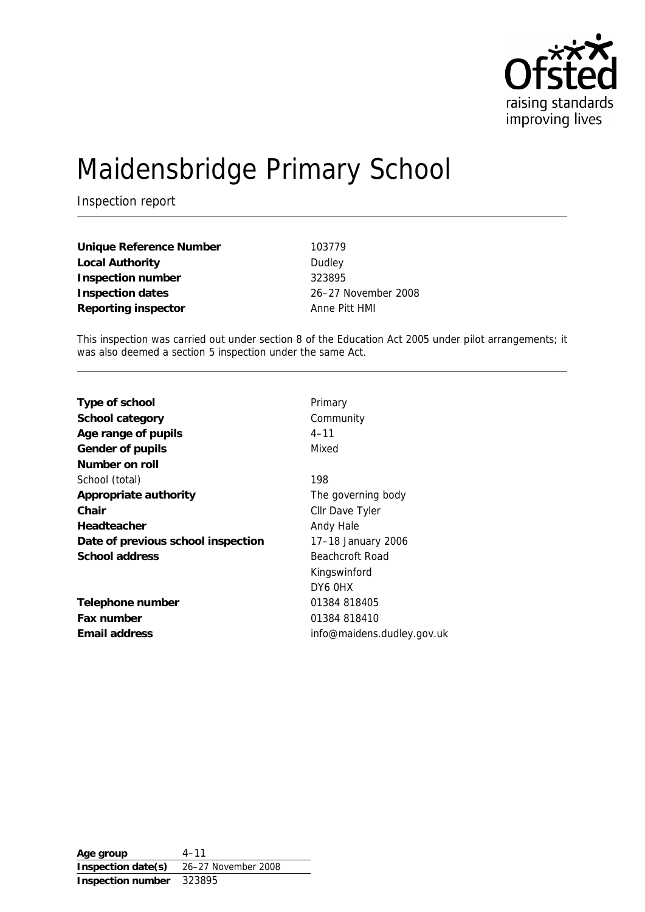# Maidensbridge Primary School

Inspection report

| | |
|---|---|
| **Unique Reference Number** | 103779 |
| **Local Authority** | Dudley |
| **Inspection number** | 323895 |
| **Inspection dates** | 26–27 November 2008 |
| **Reporting inspector** | Anne Pitt HMI |

This inspection was carried out under section 8 of the Education Act 2005 under pilot arrangements; it was also deemed a section 5 inspection under the same Act.

| | |
|---|---|
| **Type of school** | Primary |
| **School category** | Community |
| **Age range of pupils** | 4–11 |
| **Gender of pupils** | Mixed |
| **Number on roll** | |
| School (total) | 198 |
| **Appropriate authority** | The governing body |
| **Chair** | Cllr Dave Tyler |
| **Headteacher** | Andy Hale |
| **Date of previous school inspection** | 17–18 January 2006 |
| **School address** | Beachcroft Road<br>Kingswinford<br>DY6 0HX |
| **Telephone number** | 01384 818405 |
| **Fax number** | 01384 818410 |
| **Email address** | info@maidens.dudley.gov.uk |

| | |
|---|---|
| **Age group** | 4–11 |
| **Inspection date(s)** | 26–27 November 2008 |
| **Inspection number** | 323895 |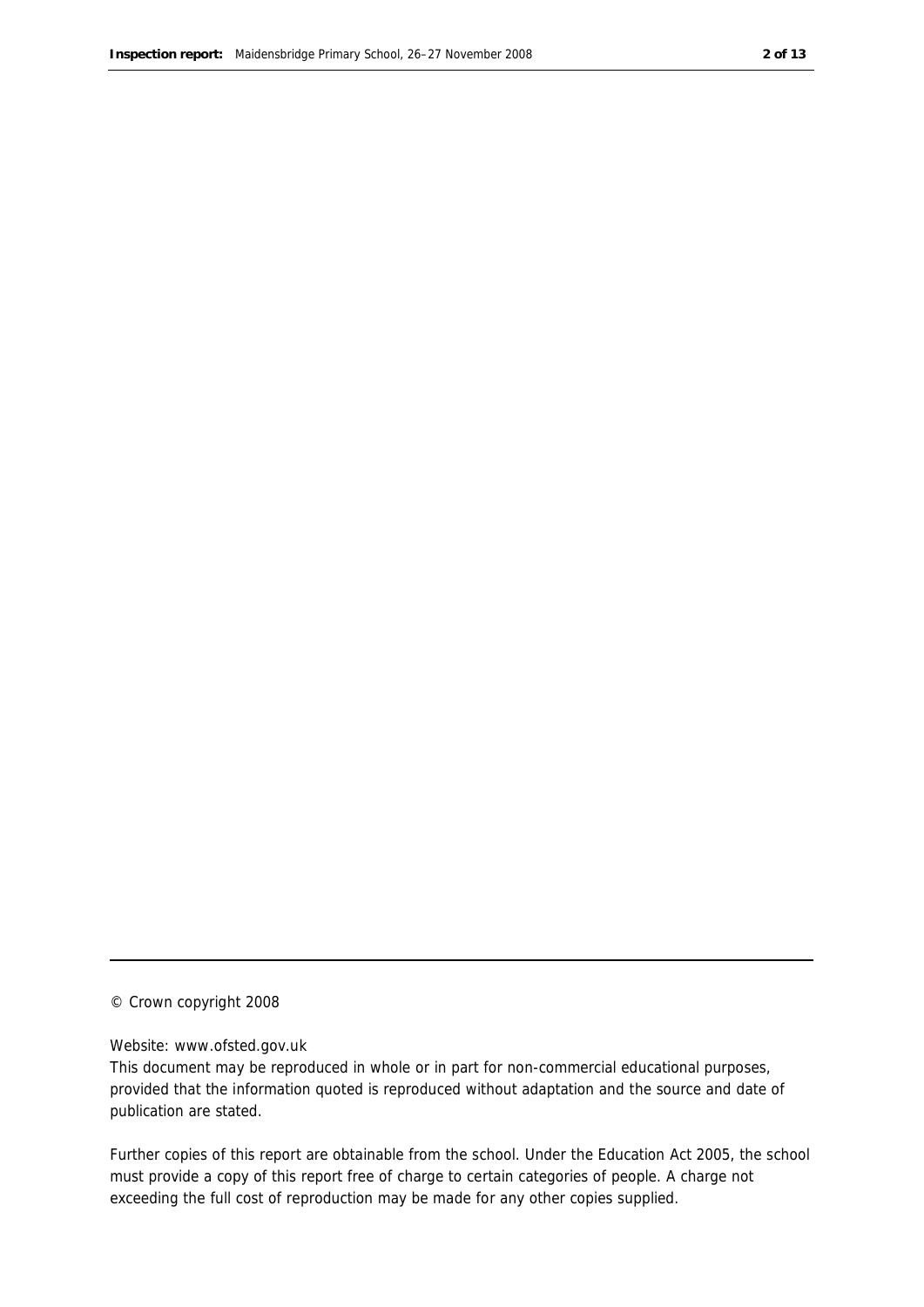© Crown copyright 2008

Website: www.ofsted.gov.uk

This document may be reproduced in whole or in part for non-commercial educational purposes, provided that the information quoted is reproduced without adaptation and the source and date of publication are stated.

Further copies of this report are obtainable from the school. Under the Education Act 2005, the school must provide a copy of this report free of charge to certain categories of people. A charge not exceeding the full cost of reproduction may be made for any other copies supplied.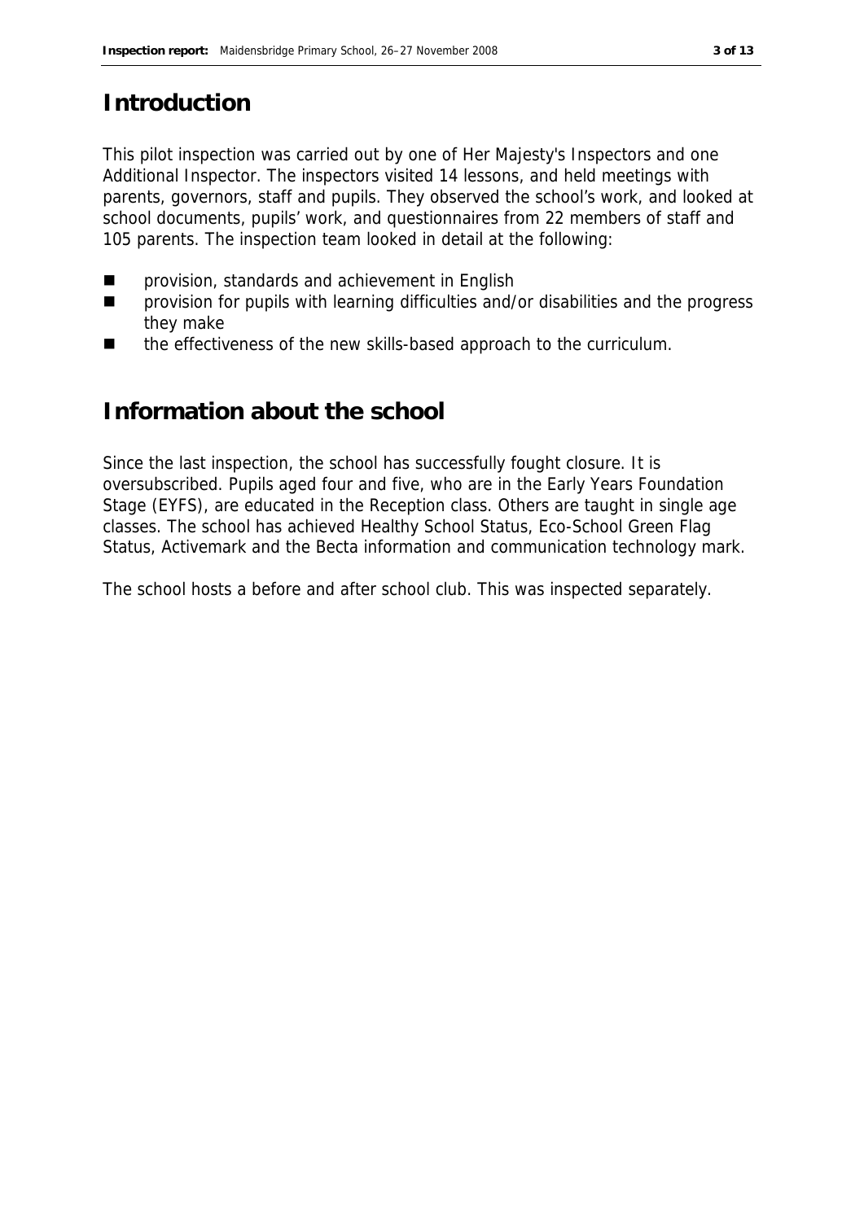# Introduction

This pilot inspection was carried out by one of Her Majesty's Inspectors and one Additional Inspector. The inspectors visited 14 lessons, and held meetings with parents, governors, staff and pupils. They observed the school's work, and looked at school documents, pupils' work, and questionnaires from 22 members of staff and 105 parents. The inspection team looked in detail at the following:

- provision, standards and achievement in English
- provision for pupils with learning difficulties and/or disabilities and the progress they make
- the effectiveness of the new skills-based approach to the curriculum.

# Information about the school

Since the last inspection, the school has successfully fought closure. It is oversubscribed. Pupils aged four and five, who are in the Early Years Foundation Stage (EYFS), are educated in the Reception class. Others are taught in single age classes. The school has achieved Healthy School Status, Eco-School Green Flag Status, Activemark and the Becta information and communication technology mark.

The school hosts a before and after school club. This was inspected separately.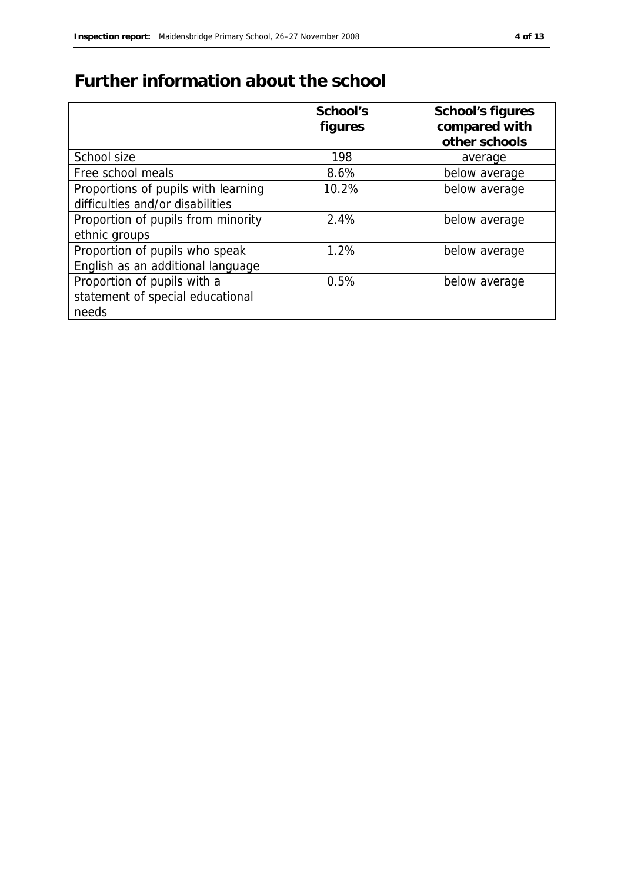# Further information about the school

| | School's figures | School's figures compared with other schools |
|---|---|---|
| School size | 198 | average |
| Free school meals | 8.6% | below average |
| Proportions of pupils with learning difficulties and/or disabilities | 10.2% | below average |
| Proportion of pupils from minority ethnic groups | 2.4% | below average |
| Proportion of pupils who speak English as an additional language | 1.2% | below average |
| Proportion of pupils with a statement of special educational needs | 0.5% | below average |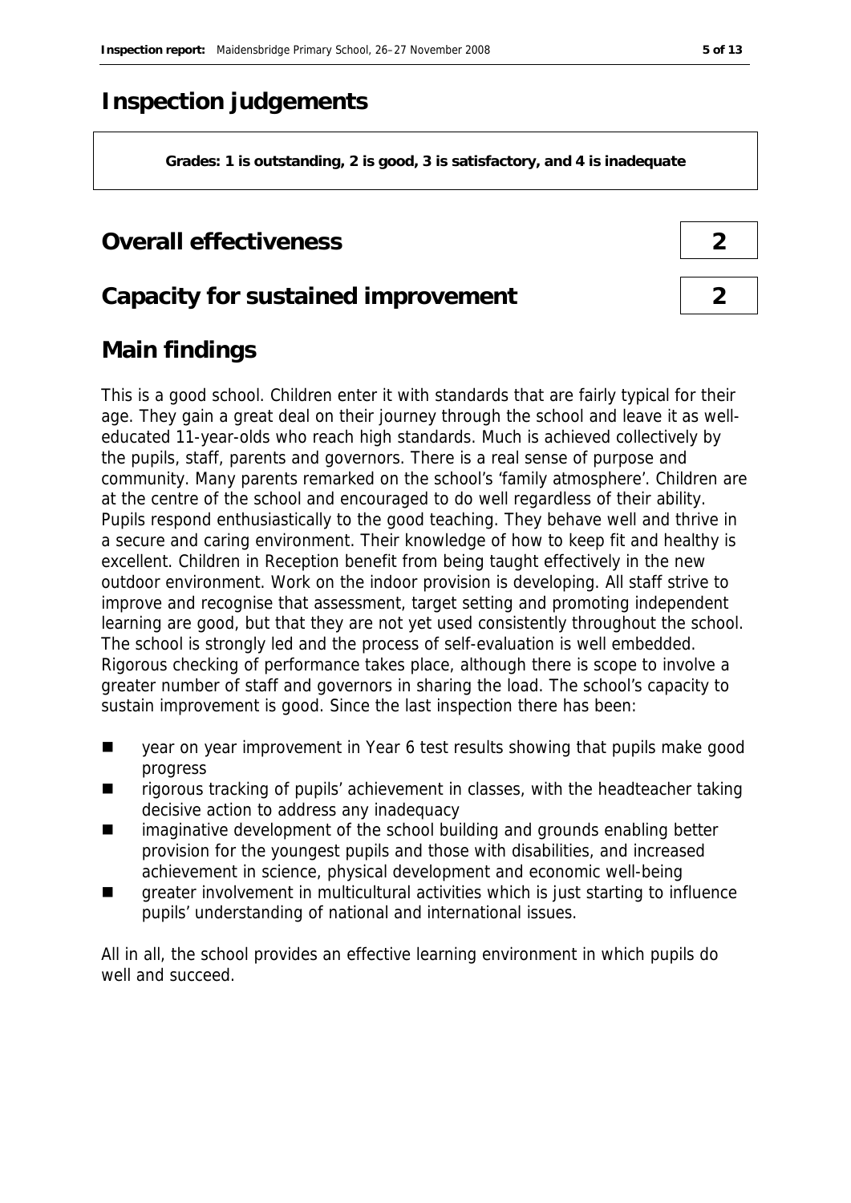# Inspection judgements

**Grades: 1 is outstanding, 2 is good, 3 is satisfactory, and 4 is inadequate**

## Overall effectiveness **2**

## Capacity for sustained improvement **2**

## Main findings

This is a good school. Children enter it with standards that are fairly typical for their age. They gain a great deal on their journey through the school and leave it as well-educated 11-year-olds who reach high standards. Much is achieved collectively by the pupils, staff, parents and governors. There is a real sense of purpose and community. Many parents remarked on the school's 'family atmosphere'. Children are at the centre of the school and encouraged to do well regardless of their ability. Pupils respond enthusiastically to the good teaching. They behave well and thrive in a secure and caring environment. Their knowledge of how to keep fit and healthy is excellent. Children in Reception benefit from being taught effectively in the new outdoor environment. Work on the indoor provision is developing. All staff strive to improve and recognise that assessment, target setting and promoting independent learning are good, but that they are not yet used consistently throughout the school. The school is strongly led and the process of self-evaluation is well embedded. Rigorous checking of performance takes place, although there is scope to involve a greater number of staff and governors in sharing the load. The school's capacity to sustain improvement is good. Since the last inspection there has been:

- year on year improvement in Year 6 test results showing that pupils make good progress
- rigorous tracking of pupils' achievement in classes, with the headteacher taking decisive action to address any inadequacy
- imaginative development of the school building and grounds enabling better provision for the youngest pupils and those with disabilities, and increased achievement in science, physical development and economic well-being
- greater involvement in multicultural activities which is just starting to influence pupils' understanding of national and international issues.

All in all, the school provides an effective learning environment in which pupils do well and succeed.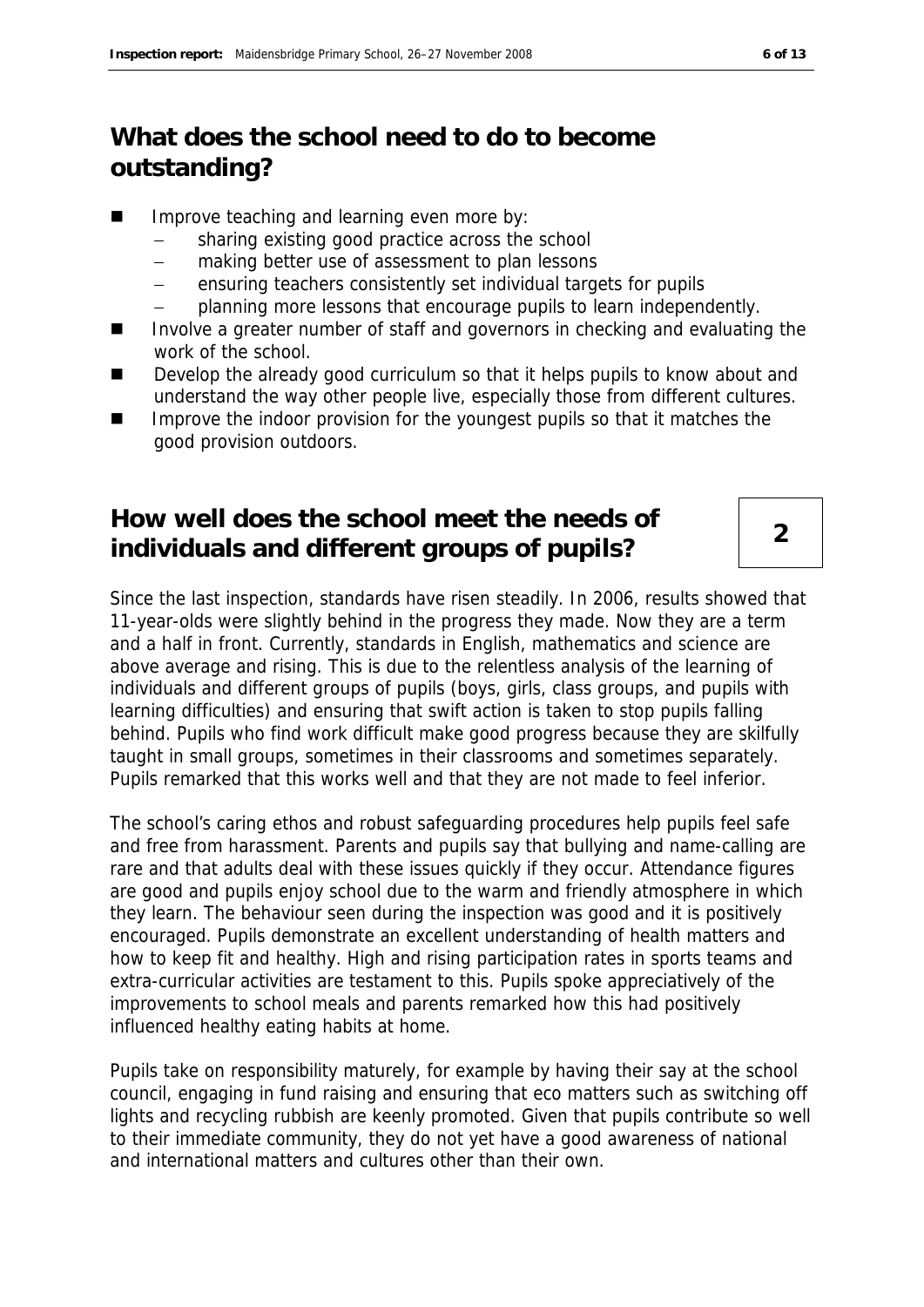## What does the school need to do to become outstanding?

- Improve teaching and learning even more by:
  - sharing existing good practice across the school
  - making better use of assessment to plan lessons
  - ensuring teachers consistently set individual targets for pupils
  - planning more lessons that encourage pupils to learn independently.
- Involve a greater number of staff and governors in checking and evaluating the work of the school.
- Develop the already good curriculum so that it helps pupils to know about and understand the way other people live, especially those from different cultures.
- Improve the indoor provision for the youngest pupils so that it matches the good provision outdoors.

## How well does the school meet the needs of individuals and different groups of pupils?

**2**

Since the last inspection, standards have risen steadily. In 2006, results showed that 11-year-olds were slightly behind in the progress they made. Now they are a term and a half in front. Currently, standards in English, mathematics and science are above average and rising. This is due to the relentless analysis of the learning of individuals and different groups of pupils (boys, girls, class groups, and pupils with learning difficulties) and ensuring that swift action is taken to stop pupils falling behind. Pupils who find work difficult make good progress because they are skilfully taught in small groups, sometimes in their classrooms and sometimes separately. Pupils remarked that this works well and that they are not made to feel inferior.

The school's caring ethos and robust safeguarding procedures help pupils feel safe and free from harassment. Parents and pupils say that bullying and name-calling are rare and that adults deal with these issues quickly if they occur. Attendance figures are good and pupils enjoy school due to the warm and friendly atmosphere in which they learn. The behaviour seen during the inspection was good and it is positively encouraged. Pupils demonstrate an excellent understanding of health matters and how to keep fit and healthy. High and rising participation rates in sports teams and extra-curricular activities are testament to this. Pupils spoke appreciatively of the improvements to school meals and parents remarked how this had positively influenced healthy eating habits at home.

Pupils take on responsibility maturely, for example by having their say at the school council, engaging in fund raising and ensuring that eco matters such as switching off lights and recycling rubbish are keenly promoted. Given that pupils contribute so well to their immediate community, they do not yet have a good awareness of national and international matters and cultures other than their own.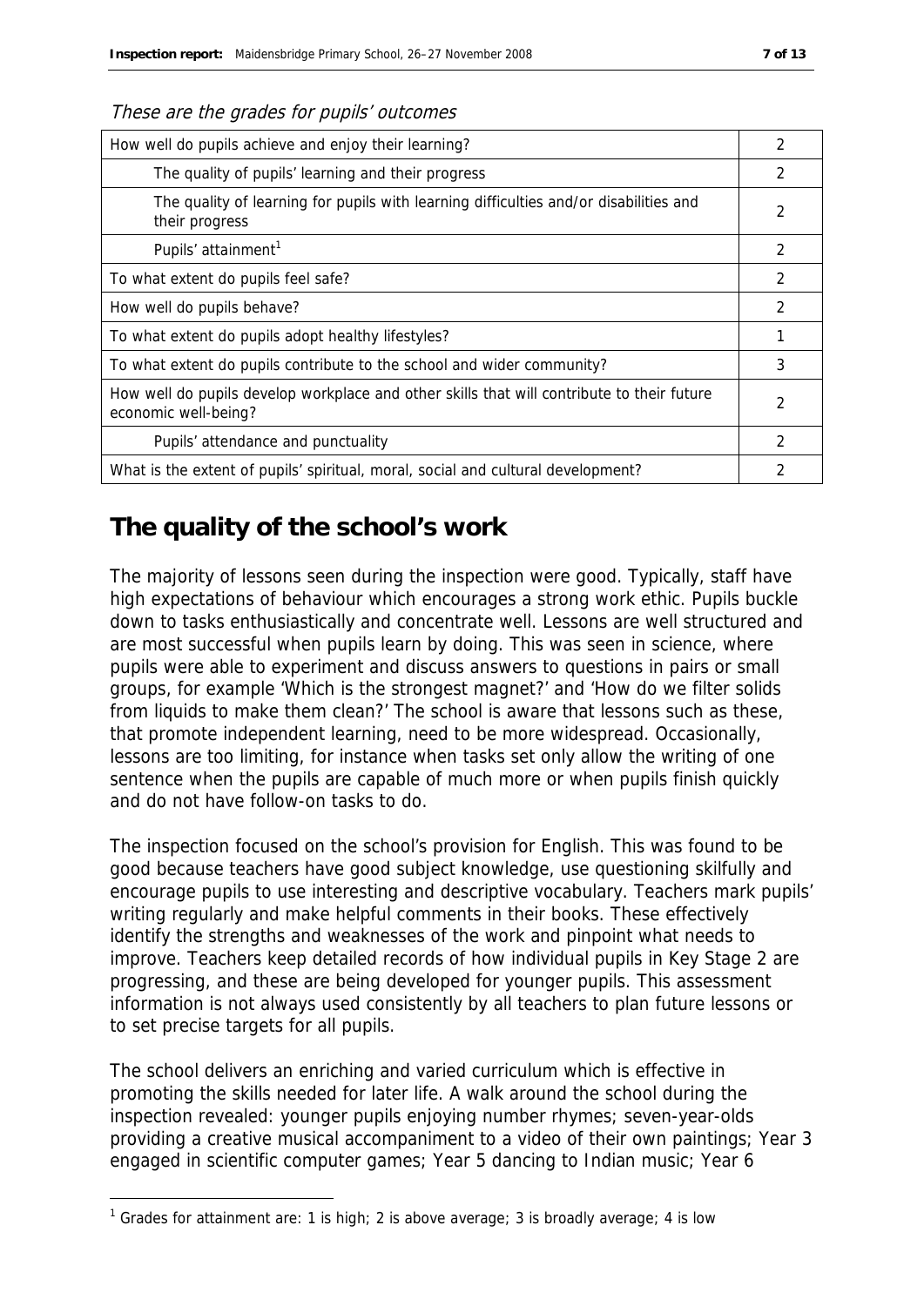*These are the grades for pupils' outcomes*

| | |
|---|---|
| How well do pupils achieve and enjoy their learning? | 2 |
| The quality of pupils' learning and their progress | 2 |
| The quality of learning for pupils with learning difficulties and/or disabilities and their progress | 2 |
| Pupils' attainment[1] | 2 |
| To what extent do pupils feel safe? | 2 |
| How well do pupils behave? | 2 |
| To what extent do pupils adopt healthy lifestyles? | 1 |
| To what extent do pupils contribute to the school and wider community? | 3 |
| How well do pupils develop workplace and other skills that will contribute to their future economic well-being? | 2 |
| Pupils' attendance and punctuality | 2 |
| What is the extent of pupils' spiritual, moral, social and cultural development? | 2 |

# The quality of the school's work

The majority of lessons seen during the inspection were good. Typically, staff have high expectations of behaviour which encourages a strong work ethic. Pupils buckle down to tasks enthusiastically and concentrate well. Lessons are well structured and are most successful when pupils learn by doing. This was seen in science, where pupils were able to experiment and discuss answers to questions in pairs or small groups, for example 'Which is the strongest magnet?' and 'How do we filter solids from liquids to make them clean?' The school is aware that lessons such as these, that promote independent learning, need to be more widespread. Occasionally, lessons are too limiting, for instance when tasks set only allow the writing of one sentence when the pupils are capable of much more or when pupils finish quickly and do not have follow-on tasks to do.

The inspection focused on the school's provision for English. This was found to be good because teachers have good subject knowledge, use questioning skilfully and encourage pupils to use interesting and descriptive vocabulary. Teachers mark pupils' writing regularly and make helpful comments in their books. These effectively identify the strengths and weaknesses of the work and pinpoint what needs to improve. Teachers keep detailed records of how individual pupils in Key Stage 2 are progressing, and these are being developed for younger pupils. This assessment information is not always used consistently by all teachers to plan future lessons or to set precise targets for all pupils.

The school delivers an enriching and varied curriculum which is effective in promoting the skills needed for later life. A walk around the school during the inspection revealed: younger pupils enjoying number rhymes; seven-year-olds providing a creative musical accompaniment to a video of their own paintings; Year 3 engaged in scientific computer games; Year 5 dancing to Indian music; Year 6

[1] Grades for attainment are: 1 is high; 2 is above average; 3 is broadly average; 4 is low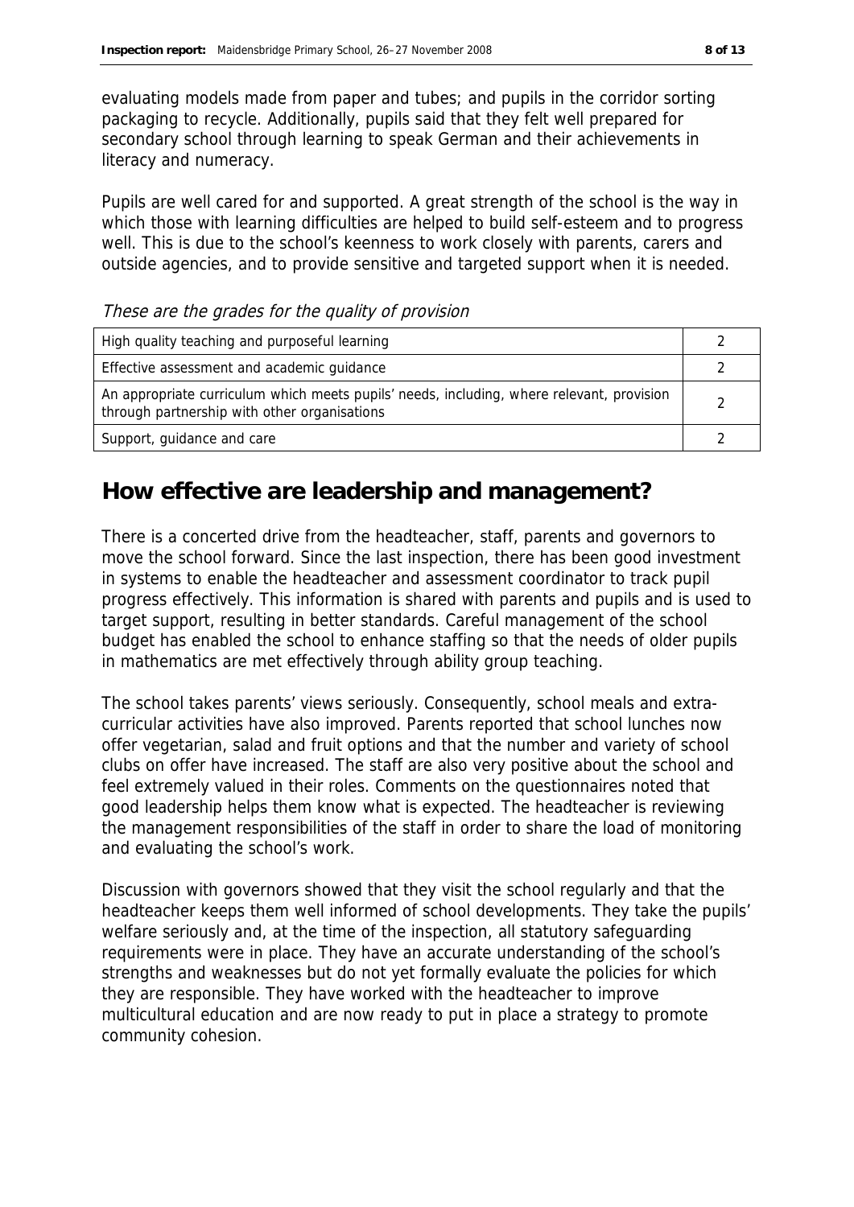evaluating models made from paper and tubes; and pupils in the corridor sorting packaging to recycle. Additionally, pupils said that they felt well prepared for secondary school through learning to speak German and their achievements in literacy and numeracy.

Pupils are well cared for and supported. A great strength of the school is the way in which those with learning difficulties are helped to build self-esteem and to progress well. This is due to the school's keenness to work closely with parents, carers and outside agencies, and to provide sensitive and targeted support when it is needed.

*These are the grades for the quality of provision*

| | |
|---|---|
| High quality teaching and purposeful learning | 2 |
| Effective assessment and academic guidance | 2 |
| An appropriate curriculum which meets pupils' needs, including, where relevant, provision through partnership with other organisations | 2 |
| Support, guidance and care | 2 |

## How effective are leadership and management?

There is a concerted drive from the headteacher, staff, parents and governors to move the school forward. Since the last inspection, there has been good investment in systems to enable the headteacher and assessment coordinator to track pupil progress effectively. This information is shared with parents and pupils and is used to target support, resulting in better standards. Careful management of the school budget has enabled the school to enhance staffing so that the needs of older pupils in mathematics are met effectively through ability group teaching.

The school takes parents' views seriously. Consequently, school meals and extra-curricular activities have also improved. Parents reported that school lunches now offer vegetarian, salad and fruit options and that the number and variety of school clubs on offer have increased. The staff are also very positive about the school and feel extremely valued in their roles. Comments on the questionnaires noted that good leadership helps them know what is expected. The headteacher is reviewing the management responsibilities of the staff in order to share the load of monitoring and evaluating the school's work.

Discussion with governors showed that they visit the school regularly and that the headteacher keeps them well informed of school developments. They take the pupils' welfare seriously and, at the time of the inspection, all statutory safeguarding requirements were in place. They have an accurate understanding of the school's strengths and weaknesses but do not yet formally evaluate the policies for which they are responsible. They have worked with the headteacher to improve multicultural education and are now ready to put in place a strategy to promote community cohesion.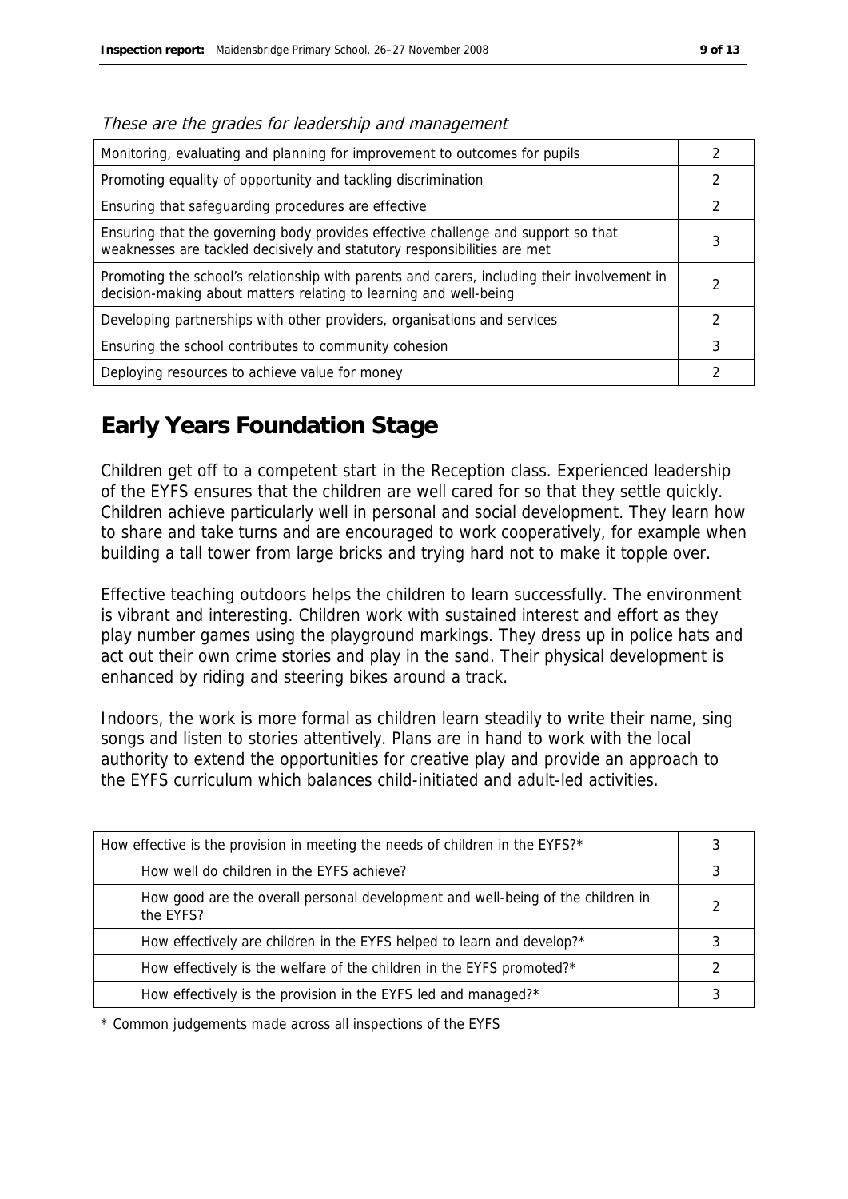*These are the grades for leadership and management*

| | |
|---|---|
| Monitoring, evaluating and planning for improvement to outcomes for pupils | 2 |
| Promoting equality of opportunity and tackling discrimination | 2 |
| Ensuring that safeguarding procedures are effective | 2 |
| Ensuring that the governing body provides effective challenge and support so that weaknesses are tackled decisively and statutory responsibilities are met | 3 |
| Promoting the school's relationship with parents and carers, including their involvement in decision-making about matters relating to learning and well-being | 2 |
| Developing partnerships with other providers, organisations and services | 2 |
| Ensuring the school contributes to community cohesion | 3 |
| Deploying resources to achieve value for money | 2 |

# Early Years Foundation Stage

Children get off to a competent start in the Reception class. Experienced leadership of the EYFS ensures that the children are well cared for so that they settle quickly. Children achieve particularly well in personal and social development. They learn how to share and take turns and are encouraged to work cooperatively, for example when building a tall tower from large bricks and trying hard not to make it topple over.

Effective teaching outdoors helps the children to learn successfully. The environment is vibrant and interesting. Children work with sustained interest and effort as they play number games using the playground markings. They dress up in police hats and act out their own crime stories and play in the sand. Their physical development is enhanced by riding and steering bikes around a track.

Indoors, the work is more formal as children learn steadily to write their name, sing songs and listen to stories attentively. Plans are in hand to work with the local authority to extend the opportunities for creative play and provide an approach to the EYFS curriculum which balances child-initiated and adult-led activities.

| | |
|---|---|
| How effective is the provision in meeting the needs of children in the EYFS?* | 3 |
| How well do children in the EYFS achieve? | 3 |
| How good are the overall personal development and well-being of the children in the EYFS? | 2 |
| How effectively are children in the EYFS helped to learn and develop?* | 3 |
| How effectively is the welfare of the children in the EYFS promoted?* | 2 |
| How effectively is the provision in the EYFS led and managed?* | 3 |

* Common judgements made across all inspections of the EYFS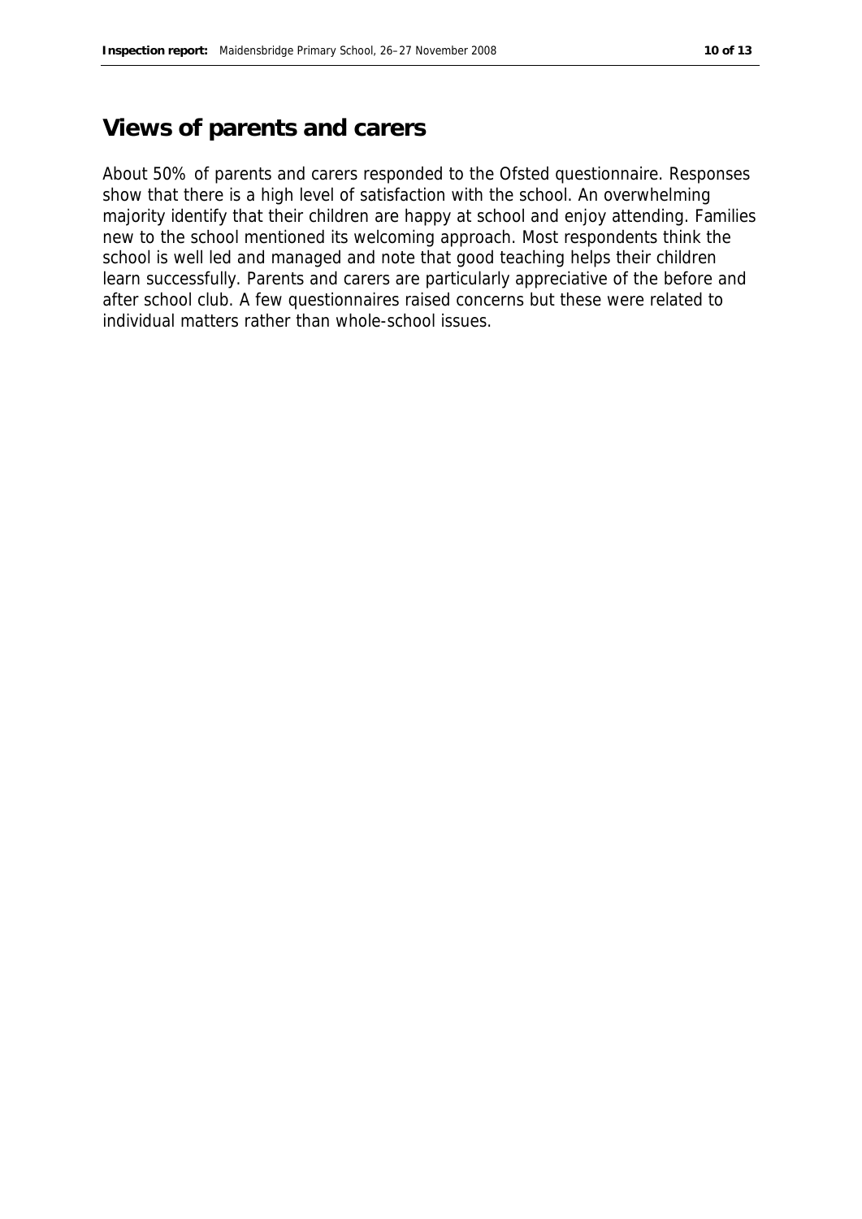## Views of parents and carers

About 50% of parents and carers responded to the Ofsted questionnaire. Responses show that there is a high level of satisfaction with the school. An overwhelming majority identify that their children are happy at school and enjoy attending. Families new to the school mentioned its welcoming approach. Most respondents think the school is well led and managed and note that good teaching helps their children learn successfully. Parents and carers are particularly appreciative of the before and after school club. A few questionnaires raised concerns but these were related to individual matters rather than whole-school issues.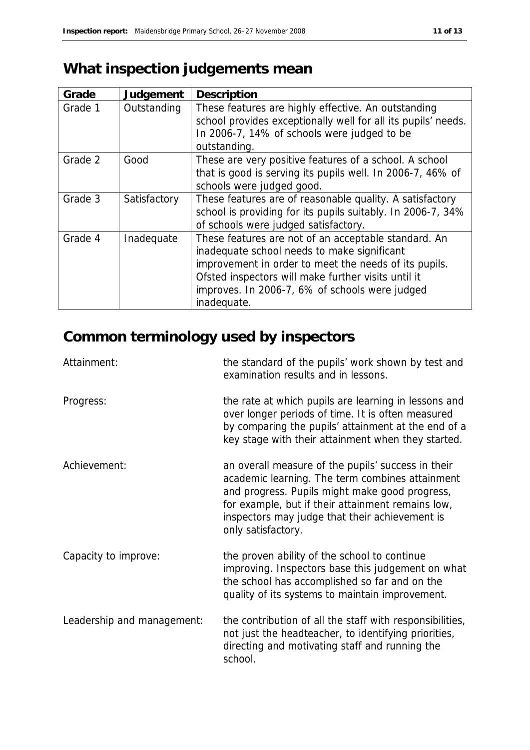## What inspection judgements mean

| Grade | Judgement | Description |
|---|---|---|
| Grade 1 | Outstanding | These features are highly effective. An outstanding school provides exceptionally well for all its pupils' needs. In 2006-7, 14% of schools were judged to be outstanding. |
| Grade 2 | Good | These are very positive features of a school. A school that is good is serving its pupils well. In 2006-7, 46% of schools were judged good. |
| Grade 3 | Satisfactory | These features are of reasonable quality. A satisfactory school is providing for its pupils suitably. In 2006-7, 34% of schools were judged satisfactory. |
| Grade 4 | Inadequate | These features are not of an acceptable standard. An inadequate school needs to make significant improvement in order to meet the needs of its pupils. Ofsted inspectors will make further visits until it improves. In 2006-7, 6% of schools were judged inadequate. |

## Common terminology used by inspectors

Attainment: the standard of the pupils' work shown by test and examination results and in lessons.

Progress: the rate at which pupils are learning in lessons and over longer periods of time. It is often measured by comparing the pupils' attainment at the end of a key stage with their attainment when they started.

Achievement: an overall measure of the pupils' success in their academic learning. The term combines attainment and progress. Pupils might make good progress, for example, but if their attainment remains low, inspectors may judge that their achievement is only satisfactory.

Capacity to improve: the proven ability of the school to continue improving. Inspectors base this judgement on what the school has accomplished so far and on the quality of its systems to maintain improvement.

Leadership and management: the contribution of all the staff with responsibilities, not just the headteacher, to identifying priorities, directing and motivating staff and running the school.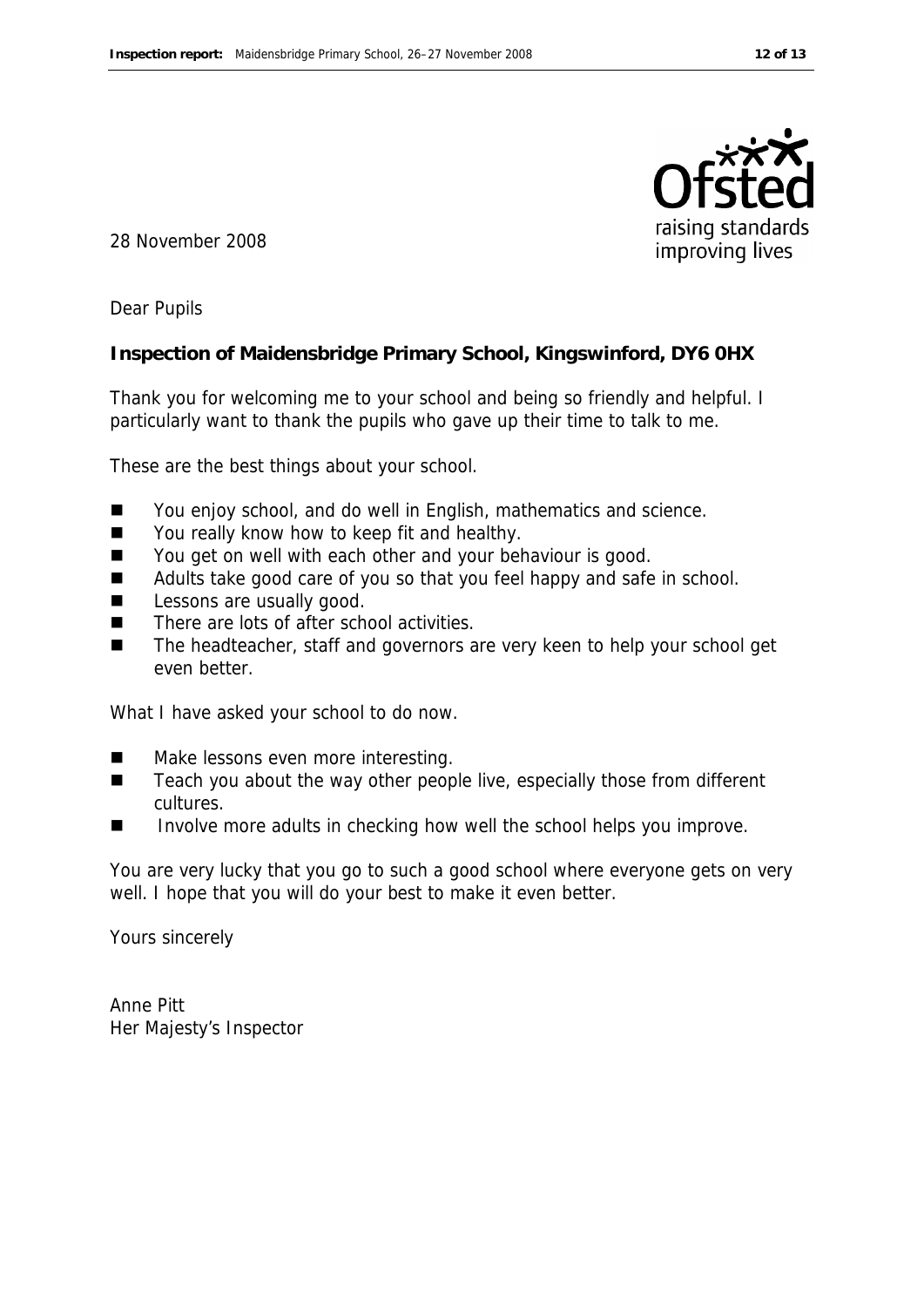28 November 2008

Dear Pupils

**Inspection of Maidensbridge Primary School, Kingswinford, DY6 0HX**

Thank you for welcoming me to your school and being so friendly and helpful. I particularly want to thank the pupils who gave up their time to talk to me.

These are the best things about your school.

- You enjoy school, and do well in English, mathematics and science.
- You really know how to keep fit and healthy.
- You get on well with each other and your behaviour is good.
- Adults take good care of you so that you feel happy and safe in school.
- Lessons are usually good.
- There are lots of after school activities.
- The headteacher, staff and governors are very keen to help your school get even better.

What I have asked your school to do now.

- Make lessons even more interesting.
- Teach you about the way other people live, especially those from different cultures.
- Involve more adults in checking how well the school helps you improve.

You are very lucky that you go to such a good school where everyone gets on very well. I hope that you will do your best to make it even better.

Yours sincerely

Anne Pitt
Her Majesty's Inspector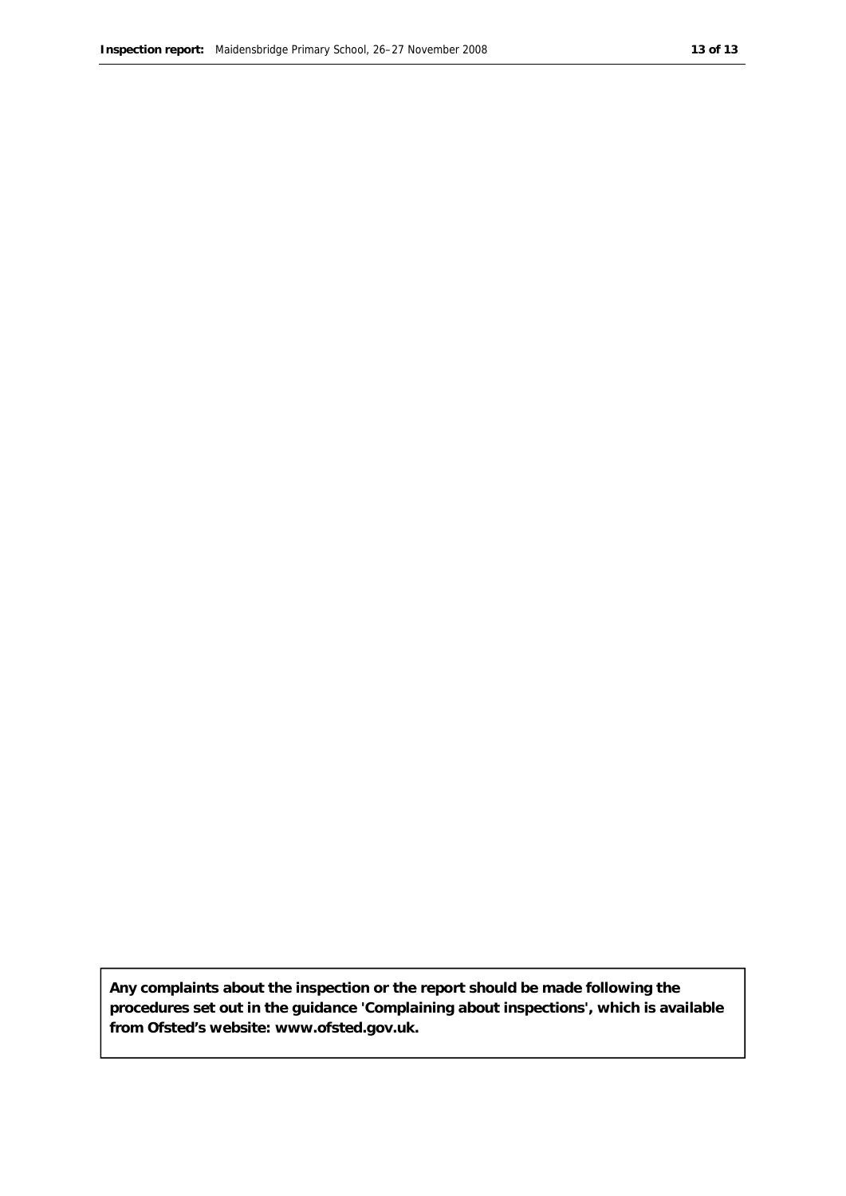**Any complaints about the inspection or the report should be made following the procedures set out in the guidance 'Complaining about inspections', which is available from Ofsted's website: www.ofsted.gov.uk.**